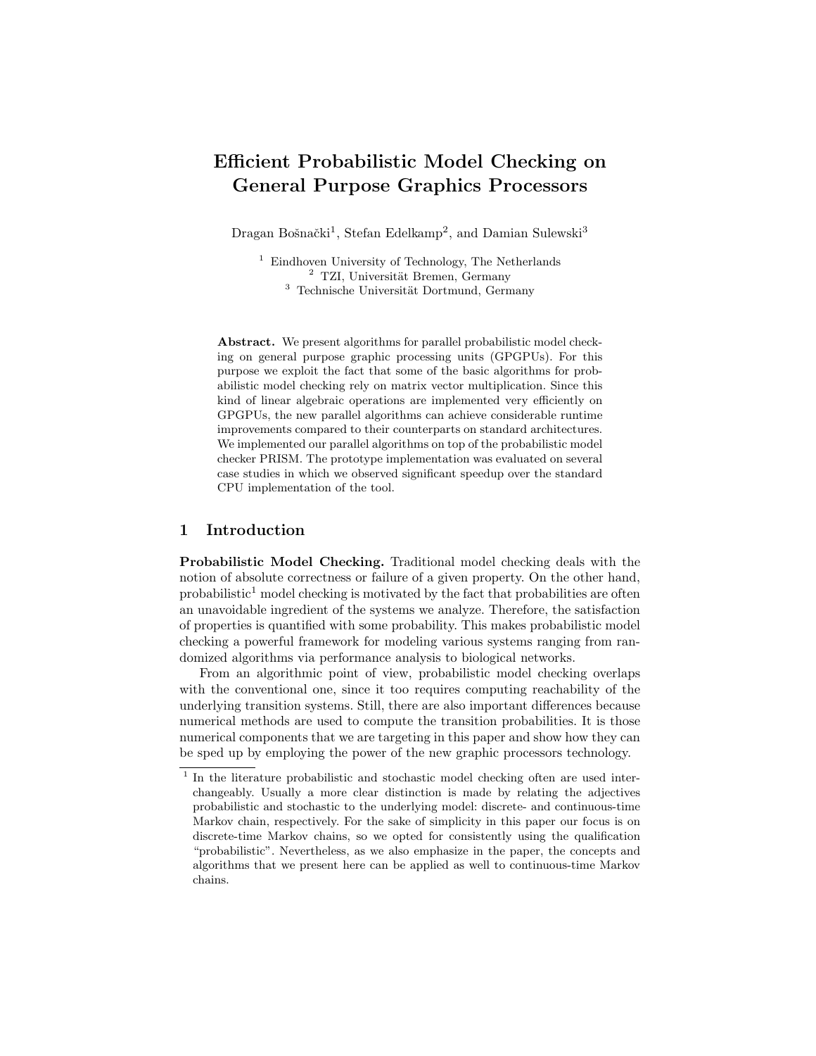# Efficient Probabilistic Model Checking on General Purpose Graphics Processors

Dragan Bošnački[1], Stefan Edelkamp[2], and Damian Sulewski[3]

[1] Eindhoven University of Technology, The Netherlands
[2] TZI, Universität Bremen, Germany
[3] Technische Universität Dortmund, Germany

**Abstract.** We present algorithms for parallel probabilistic model checking on general purpose graphic processing units (GPGPUs). For this purpose we exploit the fact that some of the basic algorithms for probabilistic model checking rely on matrix vector multiplication. Since this kind of linear algebraic operations are implemented very efficiently on GPGPUs, the new parallel algorithms can achieve considerable runtime improvements compared to their counterparts on standard architectures. We implemented our parallel algorithms on top of the probabilistic model checker PRISM. The prototype implementation was evaluated on several case studies in which we observed significant speedup over the standard CPU implementation of the tool.

## 1 Introduction

**Probabilistic Model Checking.** Traditional model checking deals with the notion of absolute correctness or failure of a given property. On the other hand, probabilistic[1] model checking is motivated by the fact that probabilities are often an unavoidable ingredient of the systems we analyze. Therefore, the satisfaction of properties is quantified with some probability. This makes probabilistic model checking a powerful framework for modeling various systems ranging from randomized algorithms via performance analysis to biological networks.

From an algorithmic point of view, probabilistic model checking overlaps with the conventional one, since it too requires computing reachability of the underlying transition systems. Still, there are also important differences because numerical methods are used to compute the transition probabilities. It is those numerical components that we are targeting in this paper and show how they can be sped up by employing the power of the new graphic processors technology.

[1] In the literature probabilistic and stochastic model checking often are used interchangeably. Usually a more clear distinction is made by relating the adjectives probabilistic and stochastic to the underlying model: discrete- and continuous-time Markov chain, respectively. For the sake of simplicity in this paper our focus is on discrete-time Markov chains, so we opted for consistently using the qualification "probabilistic". Nevertheless, as we also emphasize in the paper, the concepts and algorithms that we present here can be applied as well to continuous-time Markov chains.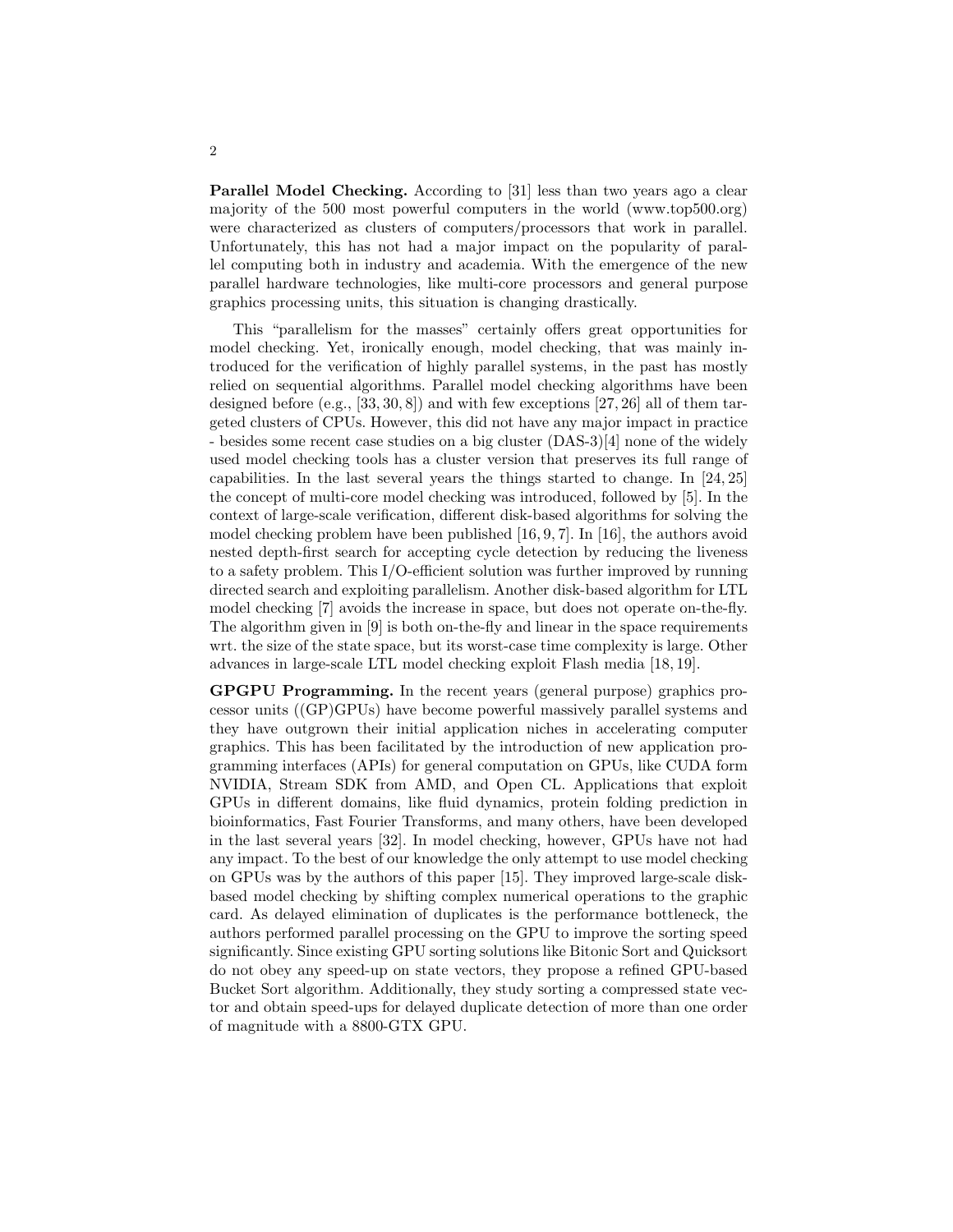**Parallel Model Checking.** According to [31] less than two years ago a clear majority of the 500 most powerful computers in the world (www.top500.org) were characterized as clusters of computers/processors that work in parallel. Unfortunately, this has not had a major impact on the popularity of parallel computing both in industry and academia. With the emergence of the new parallel hardware technologies, like multi-core processors and general purpose graphics processing units, this situation is changing drastically.

This "parallelism for the masses" certainly offers great opportunities for model checking. Yet, ironically enough, model checking, that was mainly introduced for the verification of highly parallel systems, in the past has mostly relied on sequential algorithms. Parallel model checking algorithms have been designed before (e.g., [33, 30, 8]) and with few exceptions [27, 26] all of them targeted clusters of CPUs. However, this did not have any major impact in practice - besides some recent case studies on a big cluster (DAS-3)[4] none of the widely used model checking tools has a cluster version that preserves its full range of capabilities. In the last several years the things started to change. In [24, 25] the concept of multi-core model checking was introduced, followed by [5]. In the context of large-scale verification, different disk-based algorithms for solving the model checking problem have been published [16, 9, 7]. In [16], the authors avoid nested depth-first search for accepting cycle detection by reducing the liveness to a safety problem. This I/O-efficient solution was further improved by running directed search and exploiting parallelism. Another disk-based algorithm for LTL model checking [7] avoids the increase in space, but does not operate on-the-fly. The algorithm given in [9] is both on-the-fly and linear in the space requirements wrt. the size of the state space, but its worst-case time complexity is large. Other advances in large-scale LTL model checking exploit Flash media [18, 19].

**GPGPU Programming.** In the recent years (general purpose) graphics processor units ((GP)GPUs) have become powerful massively parallel systems and they have outgrown their initial application niches in accelerating computer graphics. This has been facilitated by the introduction of new application programming interfaces (APIs) for general computation on GPUs, like CUDA form NVIDIA, Stream SDK from AMD, and Open CL. Applications that exploit GPUs in different domains, like fluid dynamics, protein folding prediction in bioinformatics, Fast Fourier Transforms, and many others, have been developed in the last several years [32]. In model checking, however, GPUs have not had any impact. To the best of our knowledge the only attempt to use model checking on GPUs was by the authors of this paper [15]. They improved large-scale disk-based model checking by shifting complex numerical operations to the graphic card. As delayed elimination of duplicates is the performance bottleneck, the authors performed parallel processing on the GPU to improve the sorting speed significantly. Since existing GPU sorting solutions like Bitonic Sort and Quicksort do not obey any speed-up on state vectors, they propose a refined GPU-based Bucket Sort algorithm. Additionally, they study sorting a compressed state vector and obtain speed-ups for delayed duplicate detection of more than one order of magnitude with a 8800-GTX GPU.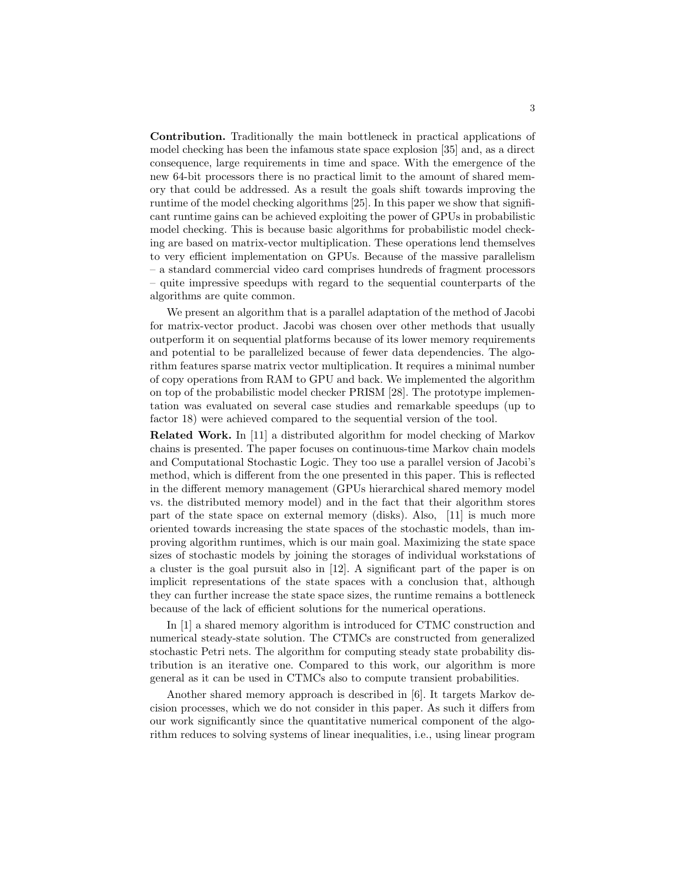**Contribution.** Traditionally the main bottleneck in practical applications of model checking has been the infamous state space explosion [35] and, as a direct consequence, large requirements in time and space. With the emergence of the new 64-bit processors there is no practical limit to the amount of shared memory that could be addressed. As a result the goals shift towards improving the runtime of the model checking algorithms [25]. In this paper we show that significant runtime gains can be achieved exploiting the power of GPUs in probabilistic model checking. This is because basic algorithms for probabilistic model checking are based on matrix-vector multiplication. These operations lend themselves to very efficient implementation on GPUs. Because of the massive parallelism – a standard commercial video card comprises hundreds of fragment processors – quite impressive speedups with regard to the sequential counterparts of the algorithms are quite common.

We present an algorithm that is a parallel adaptation of the method of Jacobi for matrix-vector product. Jacobi was chosen over other methods that usually outperform it on sequential platforms because of its lower memory requirements and potential to be parallelized because of fewer data dependencies. The algorithm features sparse matrix vector multiplication. It requires a minimal number of copy operations from RAM to GPU and back. We implemented the algorithm on top of the probabilistic model checker PRISM [28]. The prototype implementation was evaluated on several case studies and remarkable speedups (up to factor 18) were achieved compared to the sequential version of the tool.

**Related Work.** In [11] a distributed algorithm for model checking of Markov chains is presented. The paper focuses on continuous-time Markov chain models and Computational Stochastic Logic. They too use a parallel version of Jacobi's method, which is different from the one presented in this paper. This is reflected in the different memory management (GPUs hierarchical shared memory model vs. the distributed memory model) and in the fact that their algorithm stores part of the state space on external memory (disks). Also, [11] is much more oriented towards increasing the state spaces of the stochastic models, than improving algorithm runtimes, which is our main goal. Maximizing the state space sizes of stochastic models by joining the storages of individual workstations of a cluster is the goal pursuit also in [12]. A significant part of the paper is on implicit representations of the state spaces with a conclusion that, although they can further increase the state space sizes, the runtime remains a bottleneck because of the lack of efficient solutions for the numerical operations.

In [1] a shared memory algorithm is introduced for CTMC construction and numerical steady-state solution. The CTMCs are constructed from generalized stochastic Petri nets. The algorithm for computing steady state probability distribution is an iterative one. Compared to this work, our algorithm is more general as it can be used in CTMCs also to compute transient probabilities.

Another shared memory approach is described in [6]. It targets Markov decision processes, which we do not consider in this paper. As such it differs from our work significantly since the quantitative numerical component of the algorithm reduces to solving systems of linear inequalities, i.e., using linear program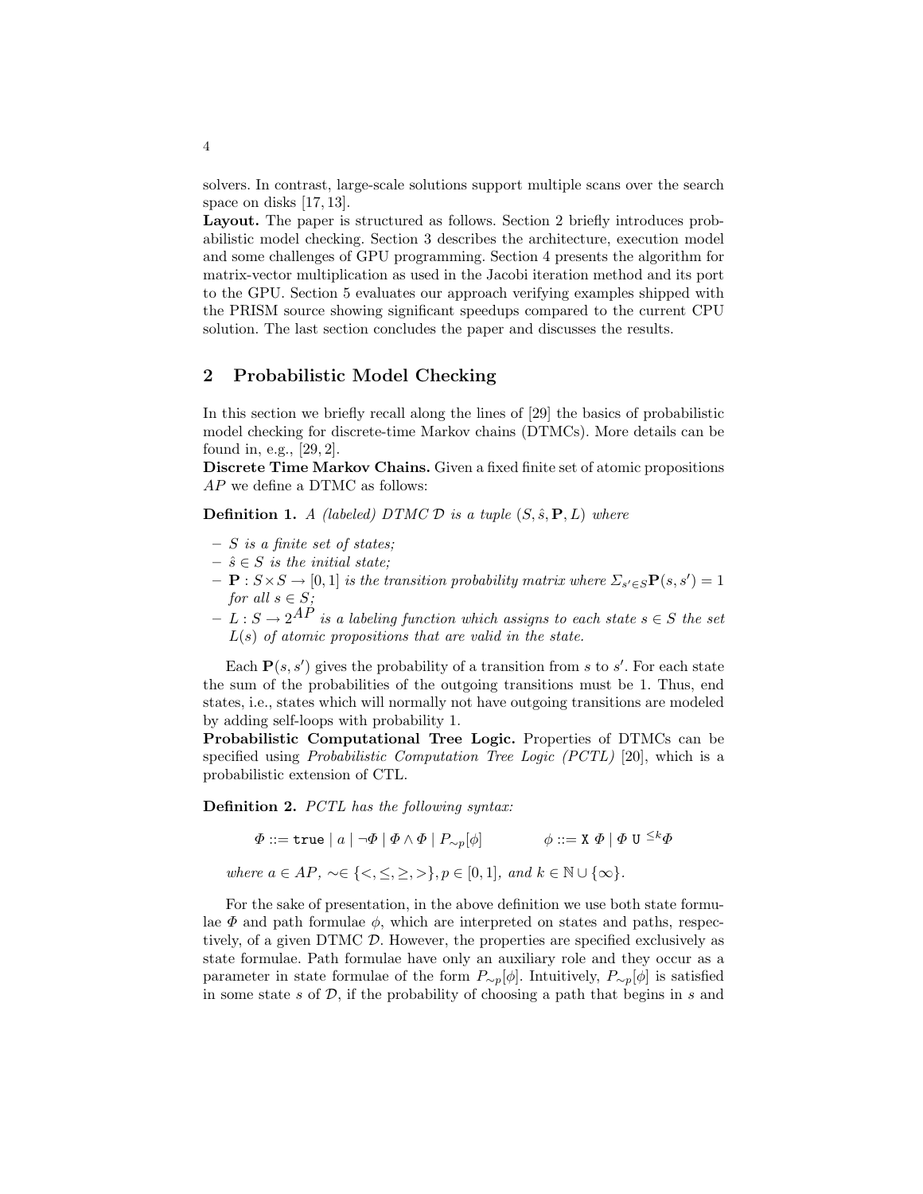solvers. In contrast, large-scale solutions support multiple scans over the search space on disks [17, 13].

**Layout.** The paper is structured as follows. Section 2 briefly introduces probabilistic model checking. Section 3 describes the architecture, execution model and some challenges of GPU programming. Section 4 presents the algorithm for matrix-vector multiplication as used in the Jacobi iteration method and its port to the GPU. Section 5 evaluates our approach verifying examples shipped with the PRISM source showing significant speedups compared to the current CPU solution. The last section concludes the paper and discusses the results.

## 2 Probabilistic Model Checking

In this section we briefly recall along the lines of [29] the basics of probabilistic model checking for discrete-time Markov chains (DTMCs). More details can be found in, e.g., [29, 2].

**Discrete Time Markov Chains.** Given a fixed finite set of atomic propositions $AP$ we define a DTMC as follows:

**Definition 1.** *A (labeled) DTMC $\mathcal{D}$ is a tuple $(S, \hat{s}, \mathbf{P}, L)$ where*

- *$S$ is a finite set of states;*
- *$\hat{s} \in S$ is the initial state;*
- *$\mathbf{P} : S \times S \rightarrow [0, 1]$ is the transition probability matrix where $\Sigma_{s' \in S} \mathbf{P}(s, s') = 1$ for all $s \in S$;*
- *$L : S \rightarrow 2^{AP}$ is a labeling function which assigns to each state $s \in S$ the set $L(s)$ of atomic propositions that are valid in the state.*

Each $\mathbf{P}(s, s')$ gives the probability of a transition from $s$ to $s'$. For each state the sum of the probabilities of the outgoing transitions must be 1. Thus, end states, i.e., states which will normally not have outgoing transitions are modeled by adding self-loops with probability 1.

**Probabilistic Computational Tree Logic.** Properties of DTMCs can be specified using *Probabilistic Computation Tree Logic (PCTL)* [20], which is a probabilistic extension of CTL.

**Definition 2.** *PCTL has the following syntax:*

$$\Phi ::= \texttt{true} \mid a \mid \neg\Phi \mid \Phi \wedge \Phi \mid P_{\sim p}[\phi] \qquad\qquad \phi ::= \texttt{X}\ \Phi \mid \Phi\ \texttt{U}^{\ \leq k} \Phi$$

*where $a \in AP$, $\sim \in \{<, \leq, \geq, >\}, p \in [0, 1]$, and $k \in \mathbb{N} \cup \{\infty\}$.*

For the sake of presentation, in the above definition we use both state formulae $\Phi$ and path formulae $\phi$, which are interpreted on states and paths, respectively, of a given DTMC $\mathcal{D}$. However, the properties are specified exclusively as state formulae. Path formulae have only an auxiliary role and they occur as a parameter in state formulae of the form $P_{\sim p}[\phi]$. Intuitively, $P_{\sim p}[\phi]$ is satisfied in some state $s$ of $\mathcal{D}$, if the probability of choosing a path that begins in $s$ and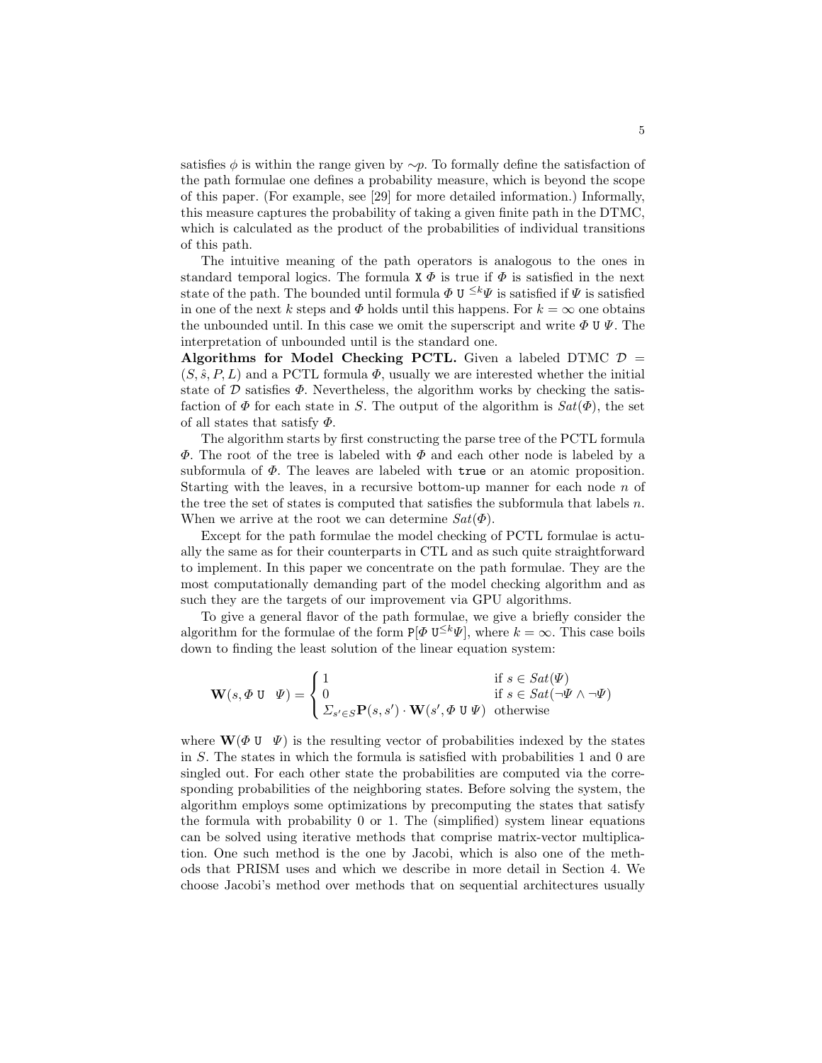satisfies $\phi$ is within the range given by $\sim p$. To formally define the satisfaction of the path formulae one defines a probability measure, which is beyond the scope of this paper. (For example, see [29] for more detailed information.) Informally, this measure captures the probability of taking a given finite path in the DTMC, which is calculated as the product of the probabilities of individual transitions of this path.

The intuitive meaning of the path operators is analogous to the ones in standard temporal logics. The formula $\mathtt{X}\ \Phi$ is true if $\Phi$ is satisfied in the next state of the path. The bounded until formula $\Phi\ \mathtt{U}^{\leq k}\Psi$ is satisfied if $\Psi$ is satisfied in one of the next $k$ steps and $\Phi$ holds until this happens. For $k = \infty$ one obtains the unbounded until. In this case we omit the superscript and write $\Phi\ \mathtt{U}\ \Psi$. The interpretation of unbounded until is the standard one.

**Algorithms for Model Checking PCTL.** Given a labeled DTMC $\mathcal{D} = (S, \hat{s}, P, L)$ and a PCTL formula $\Phi$, usually we are interested whether the initial state of $\mathcal{D}$ satisfies $\Phi$. Nevertheless, the algorithm works by checking the satisfaction of $\Phi$ for each state in $S$. The output of the algorithm is $Sat(\Phi)$, the set of all states that satisfy $\Phi$.

The algorithm starts by first constructing the parse tree of the PCTL formula $\Phi$. The root of the tree is labeled with $\Phi$ and each other node is labeled by a subformula of $\Phi$. The leaves are labeled with `true` or an atomic proposition. Starting with the leaves, in a recursive bottom-up manner for each node $n$ of the tree the set of states is computed that satisfies the subformula that labels $n$. When we arrive at the root we can determine $Sat(\Phi)$.

Except for the path formulae the model checking of PCTL formulae is actually the same as for their counterparts in CTL and as such quite straightforward to implement. In this paper we concentrate on the path formulae. They are the most computationally demanding part of the model checking algorithm and as such they are the targets of our improvement via GPU algorithms.

To give a general flavor of the path formulae, we give a briefly consider the algorithm for the formulae of the form $\mathtt{P}[\Phi\ \mathtt{U}^{\leq k}\Psi]$, where $k = \infty$. This case boils down to finding the least solution of the linear equation system:

$$\mathbf{W}(s, \Phi\ \mathtt{U}\ \ \Psi) = \begin{cases} 1 & \text{if } s \in Sat(\Psi) \\ 0 & \text{if } s \in Sat(\neg\Psi \wedge \neg\Psi) \\ \Sigma_{s' \in S}\mathbf{P}(s, s') \cdot \mathbf{W}(s', \Phi\ \mathtt{U}\ \Psi) & \text{otherwise} \end{cases}$$

where $\mathbf{W}(\Phi\ \mathtt{U}\ \ \Psi)$ is the resulting vector of probabilities indexed by the states in $S$. The states in which the formula is satisfied with probabilities 1 and 0 are singled out. For each other state the probabilities are computed via the corresponding probabilities of the neighboring states. Before solving the system, the algorithm employs some optimizations by precomputing the states that satisfy the formula with probability 0 or 1. The (simplified) system linear equations can be solved using iterative methods that comprise matrix-vector multiplication. One such method is the one by Jacobi, which is also one of the methods that PRISM uses and which we describe in more detail in Section 4. We choose Jacobi's method over methods that on sequential architectures usually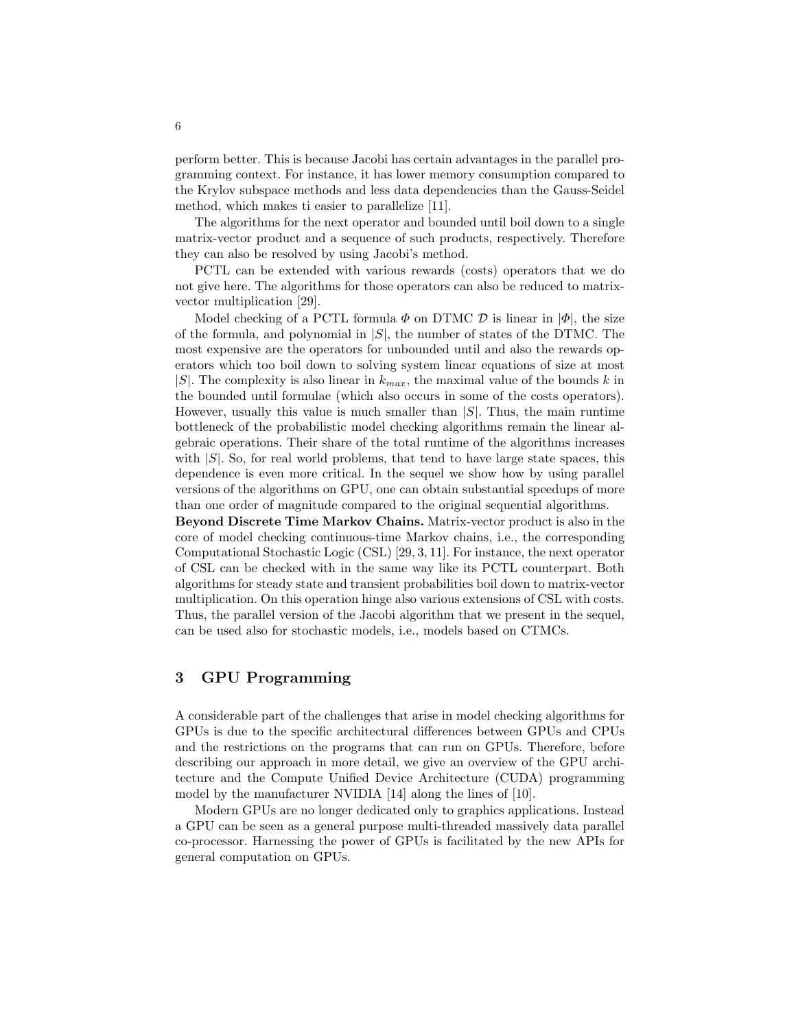perform better. This is because Jacobi has certain advantages in the parallel programming context. For instance, it has lower memory consumption compared to the Krylov subspace methods and less data dependencies than the Gauss-Seidel method, which makes ti easier to parallelize [11].

The algorithms for the next operator and bounded until boil down to a single matrix-vector product and a sequence of such products, respectively. Therefore they can also be resolved by using Jacobi's method.

PCTL can be extended with various rewards (costs) operators that we do not give here. The algorithms for those operators can also be reduced to matrix-vector multiplication [29].

Model checking of a PCTL formula $\Phi$ on DTMC $\mathcal{D}$ is linear in $|\Phi|$, the size of the formula, and polynomial in $|S|$, the number of states of the DTMC. The most expensive are the operators for unbounded until and also the rewards operators which too boil down to solving system linear equations of size at most $|S|$. The complexity is also linear in $k_{max}$, the maximal value of the bounds $k$ in the bounded until formulae (which also occurs in some of the costs operators). However, usually this value is much smaller than $|S|$. Thus, the main runtime bottleneck of the probabilistic model checking algorithms remain the linear algebraic operations. Their share of the total runtime of the algorithms increases with $|S|$. So, for real world problems, that tend to have large state spaces, this dependence is even more critical. In the sequel we show how by using parallel versions of the algorithms on GPU, one can obtain substantial speedups of more than one order of magnitude compared to the original sequential algorithms.

**Beyond Discrete Time Markov Chains.** Matrix-vector product is also in the core of model checking continuous-time Markov chains, i.e., the corresponding Computational Stochastic Logic (CSL) [29, 3, 11]. For instance, the next operator of CSL can be checked with in the same way like its PCTL counterpart. Both algorithms for steady state and transient probabilities boil down to matrix-vector multiplication. On this operation hinge also various extensions of CSL with costs. Thus, the parallel version of the Jacobi algorithm that we present in the sequel, can be used also for stochastic models, i.e., models based on CTMCs.

## 3 GPU Programming

A considerable part of the challenges that arise in model checking algorithms for GPUs is due to the specific architectural differences between GPUs and CPUs and the restrictions on the programs that can run on GPUs. Therefore, before describing our approach in more detail, we give an overview of the GPU architecture and the Compute Unified Device Architecture (CUDA) programming model by the manufacturer NVIDIA [14] along the lines of [10].

Modern GPUs are no longer dedicated only to graphics applications. Instead a GPU can be seen as a general purpose multi-threaded massively data parallel co-processor. Harnessing the power of GPUs is facilitated by the new APIs for general computation on GPUs.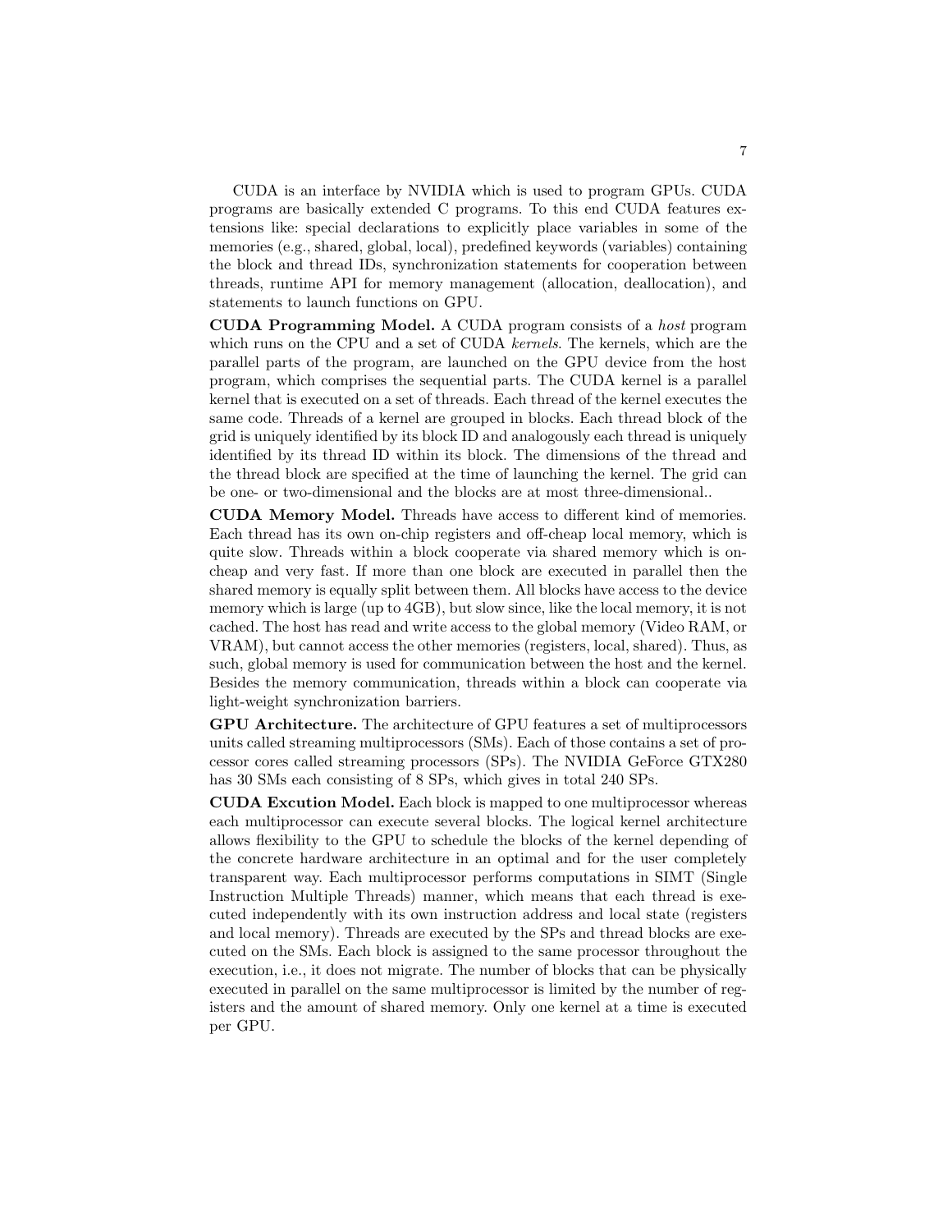CUDA is an interface by NVIDIA which is used to program GPUs. CUDA programs are basically extended C programs. To this end CUDA features extensions like: special declarations to explicitly place variables in some of the memories (e.g., shared, global, local), predefined keywords (variables) containing the block and thread IDs, synchronization statements for cooperation between threads, runtime API for memory management (allocation, deallocation), and statements to launch functions on GPU.

**CUDA Programming Model.** A CUDA program consists of a *host* program which runs on the CPU and a set of CUDA *kernels*. The kernels, which are the parallel parts of the program, are launched on the GPU device from the host program, which comprises the sequential parts. The CUDA kernel is a parallel kernel that is executed on a set of threads. Each thread of the kernel executes the same code. Threads of a kernel are grouped in blocks. Each thread block of the grid is uniquely identified by its block ID and analogously each thread is uniquely identified by its thread ID within its block. The dimensions of the thread and the thread block are specified at the time of launching the kernel. The grid can be one- or two-dimensional and the blocks are at most three-dimensional..

**CUDA Memory Model.** Threads have access to different kind of memories. Each thread has its own on-chip registers and off-cheap local memory, which is quite slow. Threads within a block cooperate via shared memory which is on-cheap and very fast. If more than one block are executed in parallel then the shared memory is equally split between them. All blocks have access to the device memory which is large (up to 4GB), but slow since, like the local memory, it is not cached. The host has read and write access to the global memory (Video RAM, or VRAM), but cannot access the other memories (registers, local, shared). Thus, as such, global memory is used for communication between the host and the kernel. Besides the memory communication, threads within a block can cooperate via light-weight synchronization barriers.

**GPU Architecture.** The architecture of GPU features a set of multiprocessors units called streaming multiprocessors (SMs). Each of those contains a set of processor cores called streaming processors (SPs). The NVIDIA GeForce GTX280 has 30 SMs each consisting of 8 SPs, which gives in total 240 SPs.

**CUDA Excution Model.** Each block is mapped to one multiprocessor whereas each multiprocessor can execute several blocks. The logical kernel architecture allows flexibility to the GPU to schedule the blocks of the kernel depending of the concrete hardware architecture in an optimal and for the user completely transparent way. Each multiprocessor performs computations in SIMT (Single Instruction Multiple Threads) manner, which means that each thread is executed independently with its own instruction address and local state (registers and local memory). Threads are executed by the SPs and thread blocks are executed on the SMs. Each block is assigned to the same processor throughout the execution, i.e., it does not migrate. The number of blocks that can be physically executed in parallel on the same multiprocessor is limited by the number of registers and the amount of shared memory. Only one kernel at a time is executed per GPU.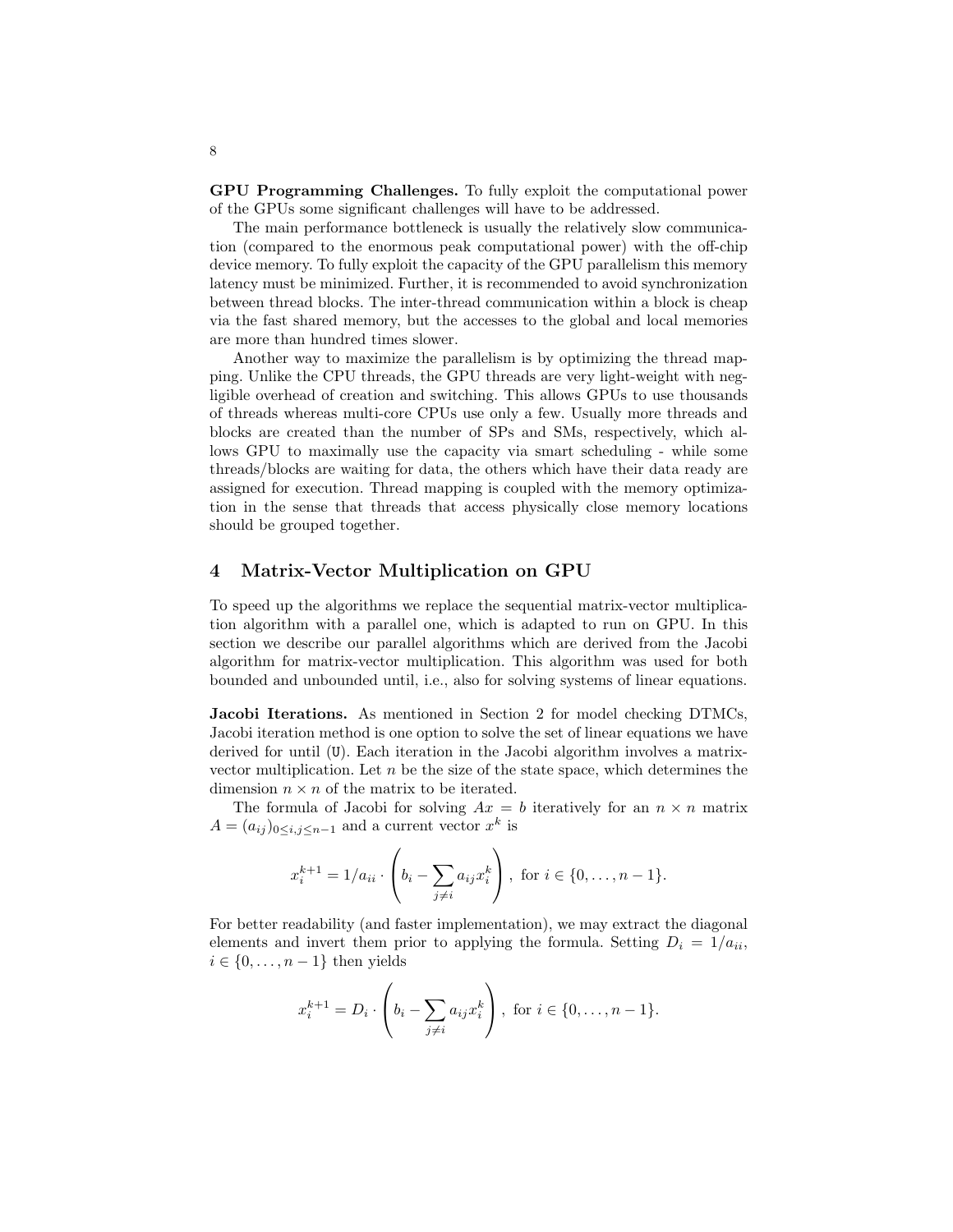**GPU Programming Challenges.** To fully exploit the computational power of the GPUs some significant challenges will have to be addressed.

The main performance bottleneck is usually the relatively slow communication (compared to the enormous peak computational power) with the off-chip device memory. To fully exploit the capacity of the GPU parallelism this memory latency must be minimized. Further, it is recommended to avoid synchronization between thread blocks. The inter-thread communication within a block is cheap via the fast shared memory, but the accesses to the global and local memories are more than hundred times slower.

Another way to maximize the parallelism is by optimizing the thread mapping. Unlike the CPU threads, the GPU threads are very light-weight with negligible overhead of creation and switching. This allows GPUs to use thousands of threads whereas multi-core CPUs use only a few. Usually more threads and blocks are created than the number of SPs and SMs, respectively, which allows GPU to maximally use the capacity via smart scheduling - while some threads/blocks are waiting for data, the others which have their data ready are assigned for execution. Thread mapping is coupled with the memory optimization in the sense that threads that access physically close memory locations should be grouped together.

## 4 Matrix-Vector Multiplication on GPU

To speed up the algorithms we replace the sequential matrix-vector multiplication algorithm with a parallel one, which is adapted to run on GPU. In this section we describe our parallel algorithms which are derived from the Jacobi algorithm for matrix-vector multiplication. This algorithm was used for both bounded and unbounded until, i.e., also for solving systems of linear equations.

**Jacobi Iterations.** As mentioned in Section 2 for model checking DTMCs, Jacobi iteration method is one option to solve the set of linear equations we have derived for until (`U`). Each iteration in the Jacobi algorithm involves a matrix-vector multiplication. Let $n$ be the size of the state space, which determines the dimension $n \times n$ of the matrix to be iterated.

The formula of Jacobi for solving $Ax = b$ iteratively for an $n \times n$ matrix $A = (a_{ij})_{0 \leq i,j \leq n-1}$ and a current vector $x^k$ is

$$x_i^{k+1} = 1/a_{ii} \cdot \left( b_i - \sum_{j \neq i} a_{ij} x_i^k \right), \text{ for } i \in \{0, \ldots, n-1\}.$$

For better readability (and faster implementation), we may extract the diagonal elements and invert them prior to applying the formula. Setting $D_i = 1/a_{ii}$, $i \in \{0, \ldots, n-1\}$ then yields

$$x_i^{k+1} = D_i \cdot \left( b_i - \sum_{j \neq i} a_{ij} x_i^k \right), \text{ for } i \in \{0, \ldots, n-1\}.$$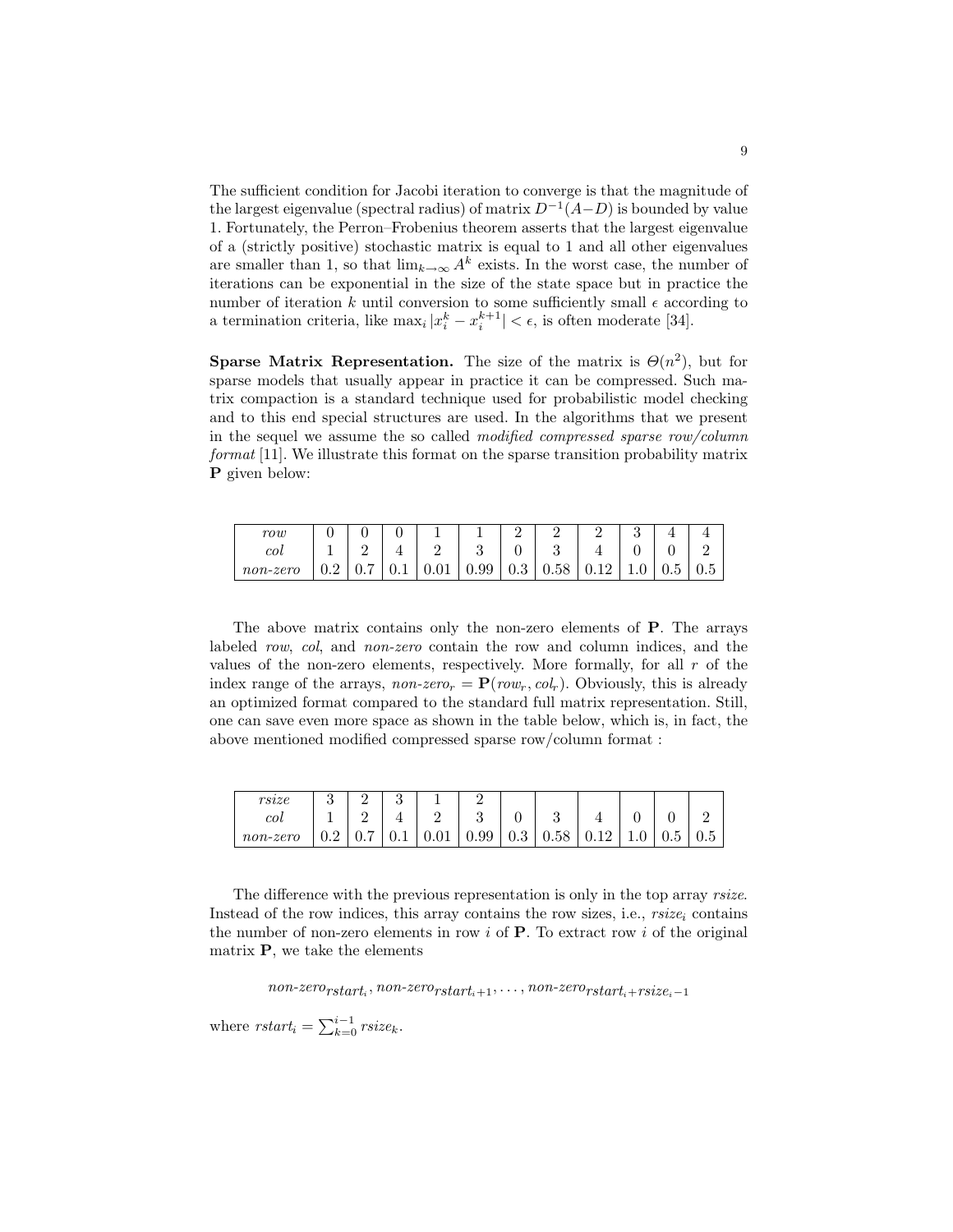The sufficient condition for Jacobi iteration to converge is that the magnitude of the largest eigenvalue (spectral radius) of matrix $D^{-1}(A-D)$ is bounded by value 1. Fortunately, the Perron–Frobenius theorem asserts that the largest eigenvalue of a (strictly positive) stochastic matrix is equal to 1 and all other eigenvalues are smaller than 1, so that $\lim_{k\to\infty} A^k$ exists. In the worst case, the number of iterations can be exponential in the size of the state space but in practice the number of iteration $k$ until conversion to some sufficiently small $\epsilon$ according to a termination criteria, like $\max_i |x_i^k - x_i^{k+1}| < \epsilon$, is often moderate [34].

**Sparse Matrix Representation.** The size of the matrix is $\Theta(n^2)$, but for sparse models that usually appear in practice it can be compressed. Such matrix compaction is a standard technique used for probabilistic model checking and to this end special structures are used. In the algorithms that we present in the sequel we assume the so called *modified compressed sparse row/column format* [11]. We illustrate this format on the sparse transition probability matrix **P** given below:

| *row* | 0 | 0 | 0 | 1 | 1 | 2 | 2 | 2 | 3 | 4 | 4 |
|---|---|---|---|---|---|---|---|---|---|---|---|
| *col* | 1 | 2 | 4 | 2 | 3 | 0 | 3 | 4 | 0 | 0 | 2 |
| *non-zero* | 0.2 | 0.7 | 0.1 | 0.01 | 0.99 | 0.3 | 0.58 | 0.12 | 1.0 | 0.5 | 0.5 |

The above matrix contains only the non-zero elements of **P**. The arrays labeled *row*, *col*, and *non-zero* contain the row and column indices, and the values of the non-zero elements, respectively. More formally, for all $r$ of the index range of the arrays, $\textit{non-zero}_r = \mathbf{P}(\textit{row}_r, \textit{col}_r)$. Obviously, this is already an optimized format compared to the standard full matrix representation. Still, one can save even more space as shown in the table below, which is, in fact, the above mentioned modified compressed sparse row/column format :

| *rsize* | 3 | 2 | 3 | 1 | 2 | | | | | | |
|---|---|---|---|---|---|---|---|---|---|---|---|
| *col* | 1 | 2 | 4 | 2 | 3 | 0 | 3 | 4 | 0 | 0 | 2 |
| *non-zero* | 0.2 | 0.7 | 0.1 | 0.01 | 0.99 | 0.3 | 0.58 | 0.12 | 1.0 | 0.5 | 0.5 |

The difference with the previous representation is only in the top array *rsize*. Instead of the row indices, this array contains the row sizes, i.e., $\textit{rsize}_i$ contains the number of non-zero elements in row $i$ of **P**. To extract row $i$ of the original matrix **P**, we take the elements

$$\textit{non-zero}_{\textit{rstart}_i}, \textit{non-zero}_{\textit{rstart}_i+1}, \ldots, \textit{non-zero}_{\textit{rstart}_i+\textit{rsize}_i-1}$$

where $\textit{rstart}_i = \sum_{k=0}^{i-1} \textit{rsize}_k$.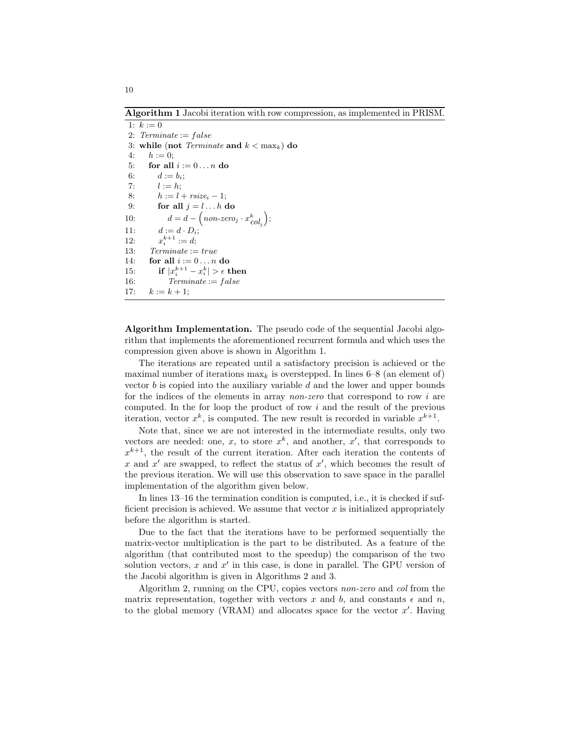**Algorithm 1** Jacobi iteration with row compression, as implemented in PRISM.

```
1:  k := 0
2:  Terminate := false
3:  while (not Terminate and k < max_k) do
4:      h := 0;
5:      for all i := 0 ... n do
6:          d := b_i;
7:          l := h;
8:          h := l + rsize_i − 1;
9:          for all j = l ... h do
10:             d = d − (non-zero_j · x^k_{col_j});
11:         d := d · D_i;
12:         x^{k+1}_i := d;
13:     Terminate := true
14:     for all i := 0 ... n do
15:         if |x^{k+1}_i − x^k_i| > ε then
16:             Terminate := false
17:     k := k + 1;
```

**Algorithm Implementation.** The pseudo code of the sequential Jacobi algorithm that implements the aforementioned recurrent formula and which uses the compression given above is shown in Algorithm 1.

The iterations are repeated until a satisfactory precision is achieved or the maximal number of iterations $\max_k$ is overstepped. In lines 6–8 (an element of) vector $b$ is copied into the auxiliary variable $d$ and the lower and upper bounds for the indices of the elements in array *non-zero* that correspond to row $i$ are computed. In the for loop the product of row $i$ and the result of the previous iteration, vector $x^k$, is computed. The new result is recorded in variable $x^{k+1}$.

Note that, since we are not interested in the intermediate results, only two vectors are needed: one, $x$, to store $x^k$, and another, $x'$, that corresponds to $x^{k+1}$, the result of the current iteration. After each iteration the contents of $x$ and $x'$ are swapped, to reflect the status of $x'$, which becomes the result of the previous iteration. We will use this observation to save space in the parallel implementation of the algorithm given below.

In lines 13–16 the termination condition is computed, i.e., it is checked if sufficient precision is achieved. We assume that vector $x$ is initialized appropriately before the algorithm is started.

Due to the fact that the iterations have to be performed sequentially the matrix-vector multiplication is the part to be distributed. As a feature of the algorithm (that contributed most to the speedup) the comparison of the two solution vectors, $x$ and $x'$ in this case, is done in parallel. The GPU version of the Jacobi algorithm is given in Algorithms 2 and 3.

Algorithm 2, running on the CPU, copies vectors *non-zero* and *col* from the matrix representation, together with vectors $x$ and $b$, and constants $\epsilon$ and $n$, to the global memory (VRAM) and allocates space for the vector $x'$. Having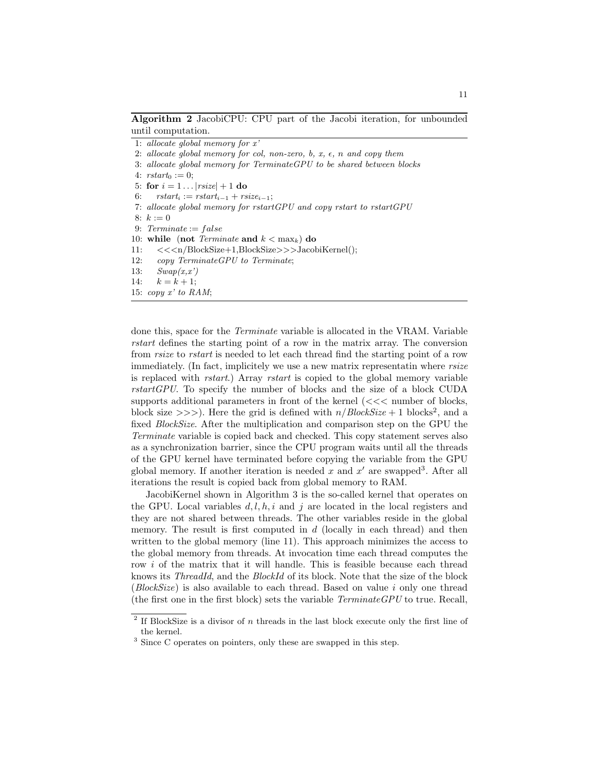**Algorithm 2** JacobiCPU: CPU part of the Jacobi iteration, for unbounded until computation.

1: *allocate global memory for x'*
2: *allocate global memory for col, non-zero, b, x, $\epsilon$, n and copy them*
3: *allocate global memory for TerminateGPU to be shared between blocks*
4: $rstart_0 := 0$;
5: **for** $i = 1 \ldots |rsize| + 1$ **do**
6: $\quad rstart_i := rstart_{i-1} + rsize_{i-1}$;
7: *allocate global memory for rstartGPU and copy rstart to rstartGPU*
8: $k := 0$
9: $Terminate := false$
10: **while** (**not** $Terminate$ **and** $k < \max_k$) **do**
11: $\quad$ <<<n/BlockSize+1,BlockSize>>>JacobiKernel();
12: $\quad$ *copy TerminateGPU to Terminate*;
13: $\quad$ *Swap(x,x')*
14: $\quad k = k + 1$;
15: *copy x' to RAM*;

done this, space for the *Terminate* variable is allocated in the VRAM. Variable *rstart* defines the starting point of a row in the matrix array. The conversion from *rsize* to *rstart* is needed to let each thread find the starting point of a row immediately. (In fact, implicitely we use a new matrix representatin where *rsize* is replaced with *rstart*.) Array *rstart* is copied to the global memory variable *rstartGPU*. To specify the number of blocks and the size of a block CUDA supports additional parameters in front of the kernel (<<< number of blocks, block size >>>). Here the grid is defined with $n/BlockSize + 1$ blocks[2], and a fixed *BlockSize*. After the multiplication and comparison step on the GPU the *Terminate* variable is copied back and checked. This copy statement serves also as a synchronization barrier, since the CPU program waits until all the threads of the GPU kernel have terminated before copying the variable from the GPU global memory. If another iteration is needed $x$ and $x'$ are swapped[3]. After all iterations the result is copied back from global memory to RAM.

JacobiKernel shown in Algorithm 3 is the so-called kernel that operates on the GPU. Local variables $d, l, h, i$ and $j$ are located in the local registers and they are not shared between threads. The other variables reside in the global memory. The result is first computed in $d$ (locally in each thread) and then written to the global memory (line 11). This approach minimizes the access to the global memory from threads. At invocation time each thread computes the row $i$ of the matrix that it will handle. This is feasible because each thread knows its *ThreadId*, and the *BlockId* of its block. Note that the size of the block (*BlockSize*) is also available to each thread. Based on value $i$ only one thread (the first one in the first block) sets the variable *TerminateGPU* to true. Recall,

[2] If BlockSize is a divisor of $n$ threads in the last block execute only the first line of the kernel.

[3] Since C operates on pointers, only these are swapped in this step.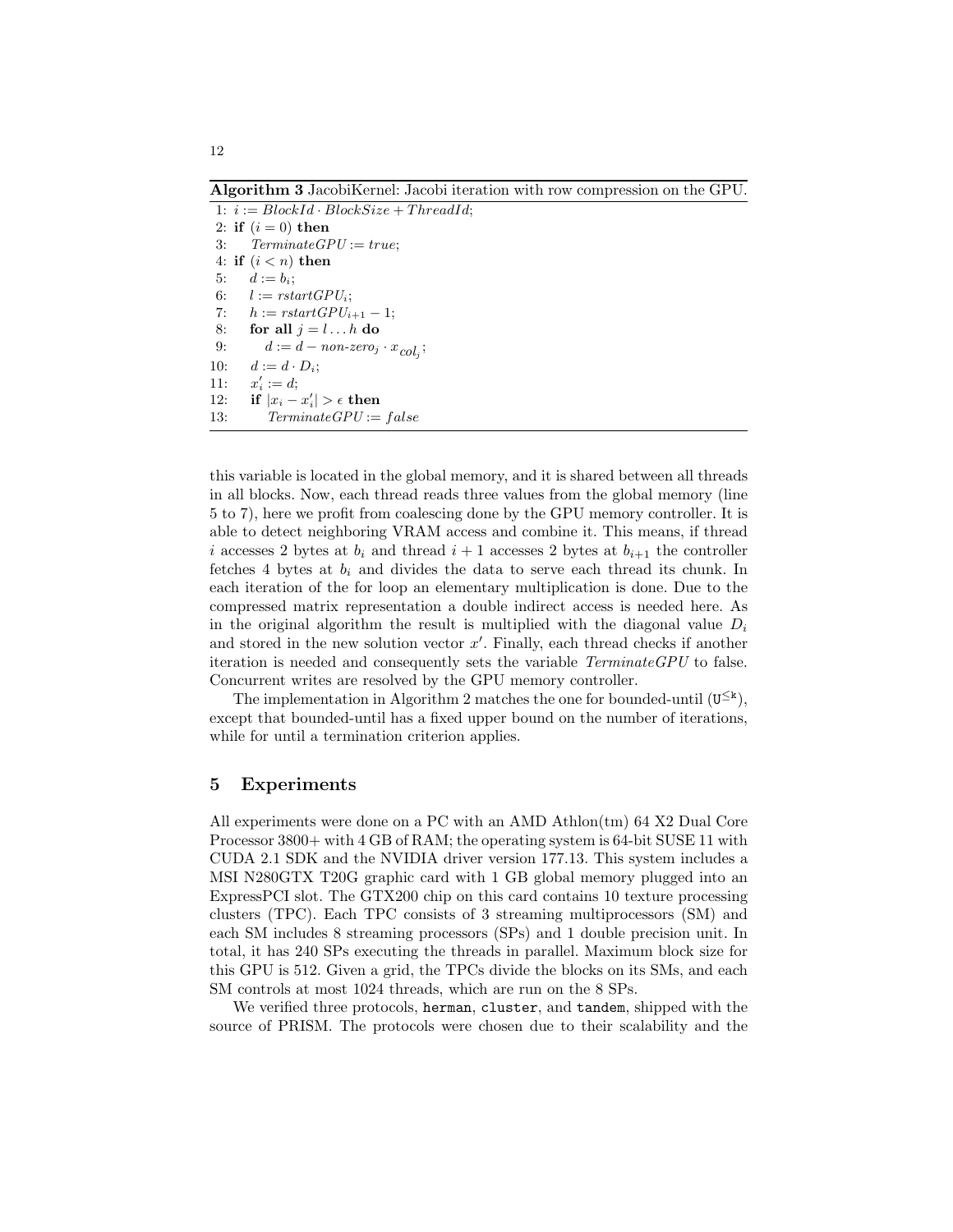**Algorithm 3** JacobiKernel: Jacobi iteration with row compression on the GPU.

```
1: i := BlockId · BlockSize + ThreadId;
2: if (i = 0) then
3:    TerminateGPU := true;
4: if (i < n) then
5:    d := b_i;
6:    l := rstartGPU_i;
7:    h := rstartGPU_{i+1} − 1;
8:    for all j = l ... h do
9:       d := d − non-zero_j · x_{col_j};
10:   d := d · D_i;
11:   x'_i := d;
12:   if |x_i − x'_i| > ε then
13:      TerminateGPU := false
```

this variable is located in the global memory, and it is shared between all threads in all blocks. Now, each thread reads three values from the global memory (line 5 to 7), here we profit from coalescing done by the GPU memory controller. It is able to detect neighboring VRAM access and combine it. This means, if thread $i$ accesses 2 bytes at $b_i$ and thread $i+1$ accesses 2 bytes at $b_{i+1}$ the controller fetches 4 bytes at $b_i$ and divides the data to serve each thread its chunk. In each iteration of the for loop an elementary multiplication is done. Due to the compressed matrix representation a double indirect access is needed here. As in the original algorithm the result is multiplied with the diagonal value $D_i$ and stored in the new solution vector $x'$. Finally, each thread checks if another iteration is needed and consequently sets the variable *TerminateGPU* to false. Concurrent writes are resolved by the GPU memory controller.

The implementation in Algorithm 2 matches the one for bounded-until ($\mathtt{U}^{\leq \mathtt{k}}$), except that bounded-until has a fixed upper bound on the number of iterations, while for until a termination criterion applies.

## 5 Experiments

All experiments were done on a PC with an AMD Athlon(tm) 64 X2 Dual Core Processor 3800+ with 4 GB of RAM; the operating system is 64-bit SUSE 11 with CUDA 2.1 SDK and the NVIDIA driver version 177.13. This system includes a MSI N280GTX T20G graphic card with 1 GB global memory plugged into an ExpressPCI slot. The GTX200 chip on this card contains 10 texture processing clusters (TPC). Each TPC consists of 3 streaming multiprocessors (SM) and each SM includes 8 streaming processors (SPs) and 1 double precision unit. In total, it has 240 SPs executing the threads in parallel. Maximum block size for this GPU is 512. Given a grid, the TPCs divide the blocks on its SMs, and each SM controls at most 1024 threads, which are run on the 8 SPs.

We verified three protocols, `herman`, `cluster`, and `tandem`, shipped with the source of PRISM. The protocols were chosen due to their scalability and the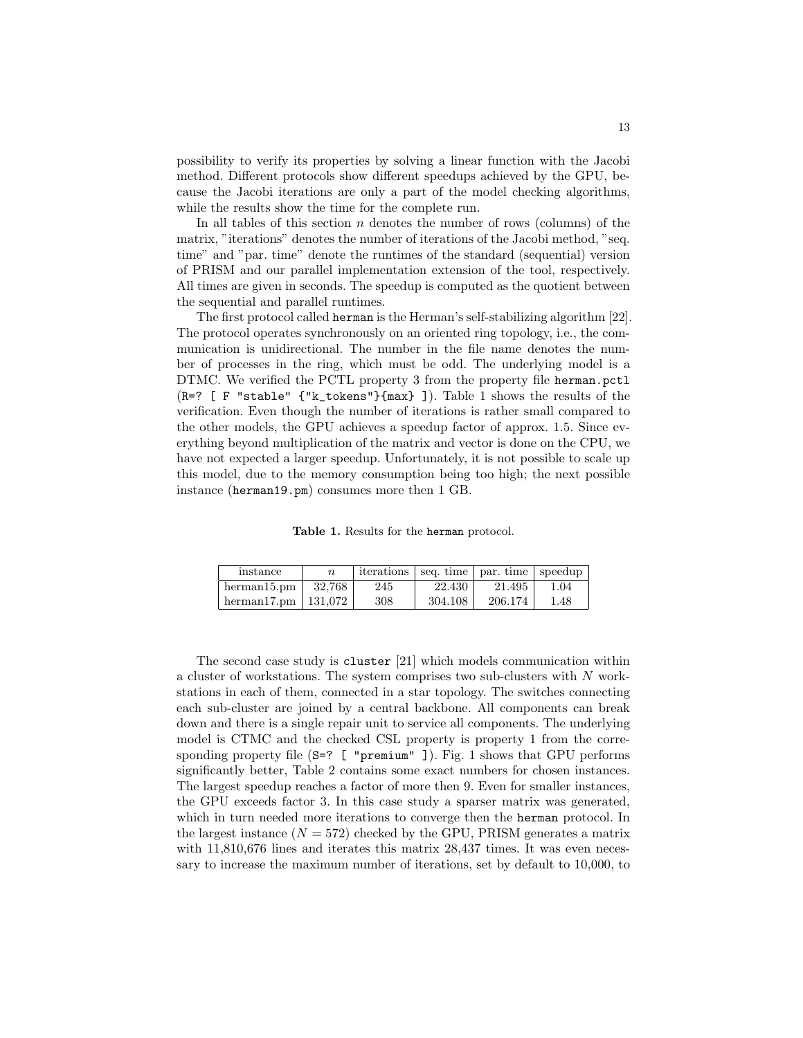possibility to verify its properties by solving a linear function with the Jacobi method. Different protocols show different speedups achieved by the GPU, because the Jacobi iterations are only a part of the model checking algorithms, while the results show the time for the complete run.

In all tables of this section $n$ denotes the number of rows (columns) of the matrix, "iterations" denotes the number of iterations of the Jacobi method, "seq. time" and "par. time" denote the runtimes of the standard (sequential) version of PRISM and our parallel implementation extension of the tool, respectively. All times are given in seconds. The speedup is computed as the quotient between the sequential and parallel runtimes.

The first protocol called `herman` is the Herman's self-stabilizing algorithm [22]. The protocol operates synchronously on an oriented ring topology, i.e., the communication is unidirectional. The number in the file name denotes the number of processes in the ring, which must be odd. The underlying model is a DTMC. We verified the PCTL property 3 from the property file `herman.pctl` (`R=? [ F "stable" {"k_tokens"}{max} ]`). Table 1 shows the results of the verification. Even though the number of iterations is rather small compared to the other models, the GPU achieves a speedup factor of approx. 1.5. Since everything beyond multiplication of the matrix and vector is done on the CPU, we have not expected a larger speedup. Unfortunately, it is not possible to scale up this model, due to the memory consumption being too high; the next possible instance (`herman19.pm`) consumes more then 1 GB.

**Table 1.** Results for the `herman` protocol.

| instance | $n$ | iterations | seq. time | par. time | speedup |
|---|---|---|---|---|---|
| herman15.pm | 32,768 | 245 | 22.430 | 21.495 | 1.04 |
| herman17.pm | 131,072 | 308 | 304.108 | 206.174 | 1.48 |

The second case study is `cluster` [21] which models communication within a cluster of workstations. The system comprises two sub-clusters with $N$ workstations in each of them, connected in a star topology. The switches connecting each sub-cluster are joined by a central backbone. All components can break down and there is a single repair unit to service all components. The underlying model is CTMC and the checked CSL property is property 1 from the corresponding property file (`S=? [ "premium" ]`). Fig. 1 shows that GPU performs significantly better, Table 2 contains some exact numbers for chosen instances. The largest speedup reaches a factor of more then 9. Even for smaller instances, the GPU exceeds factor 3. In this case study a sparser matrix was generated, which in turn needed more iterations to converge then the `herman` protocol. In the largest instance ($N = 572$) checked by the GPU, PRISM generates a matrix with 11,810,676 lines and iterates this matrix 28,437 times. It was even necessary to increase the maximum number of iterations, set by default to 10,000, to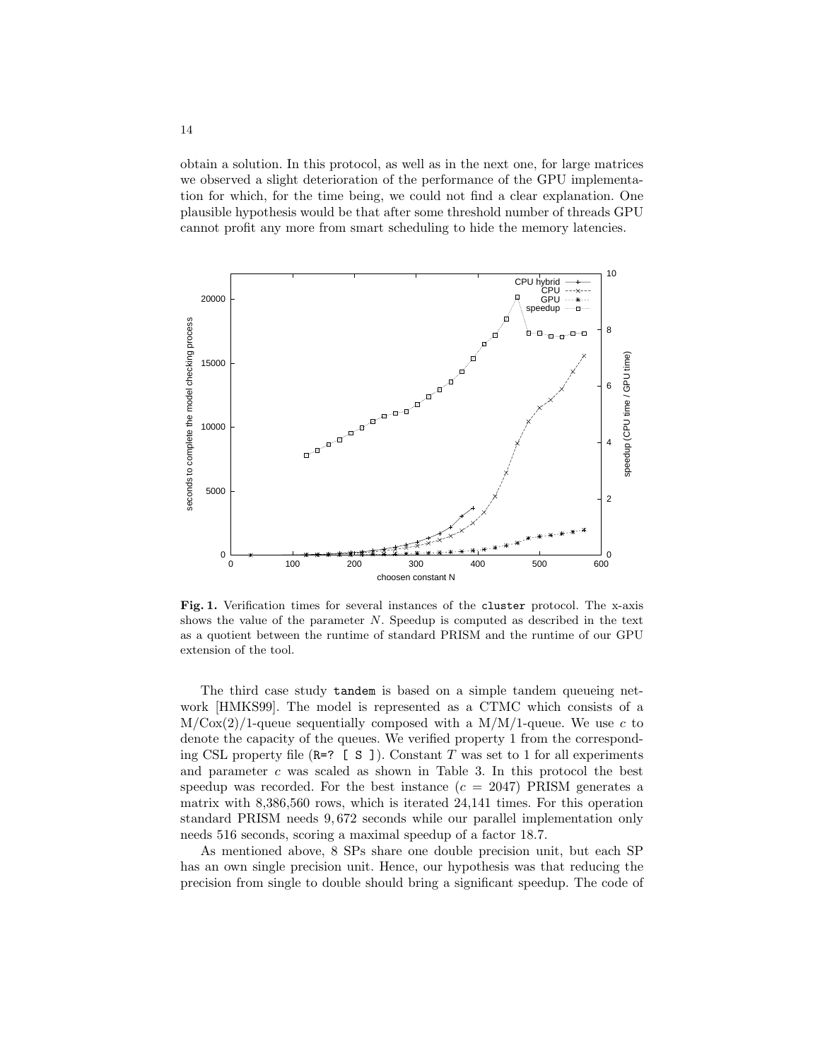obtain a solution. In this protocol, as well as in the next one, for large matrices we observed a slight deterioration of the performance of the GPU implementation for which, for the time being, we could not find a clear explanation. One plausible hypothesis would be that after some threshold number of threads GPU cannot profit any more from smart scheduling to hide the memory latencies.

**Fig. 1.** Verification times for several instances of the `cluster` protocol. The x-axis shows the value of the parameter $N$. Speedup is computed as described in the text as a quotient between the runtime of standard PRISM and the runtime of our GPU extension of the tool.

The third case study `tandem` is based on a simple tandem queueing network [HMKS99]. The model is represented as a CTMC which consists of a M/Cox(2)/1-queue sequentially composed with a M/M/1-queue. We use $c$ to denote the capacity of the queues. We verified property 1 from the corresponding CSL property file (`R=? [ S ]`). Constant $T$ was set to 1 for all experiments and parameter $c$ was scaled as shown in Table 3. In this protocol the best speedup was recorded. For the best instance ($c = 2047$) PRISM generates a matrix with 8,386,560 rows, which is iterated 24,141 times. For this operation standard PRISM needs 9,672 seconds while our parallel implementation only needs 516 seconds, scoring a maximal speedup of a factor 18.7.

As mentioned above, 8 SPs share one double precision unit, but each SP has an own single precision unit. Hence, our hypothesis was that reducing the precision from single to double should bring a significant speedup. The code of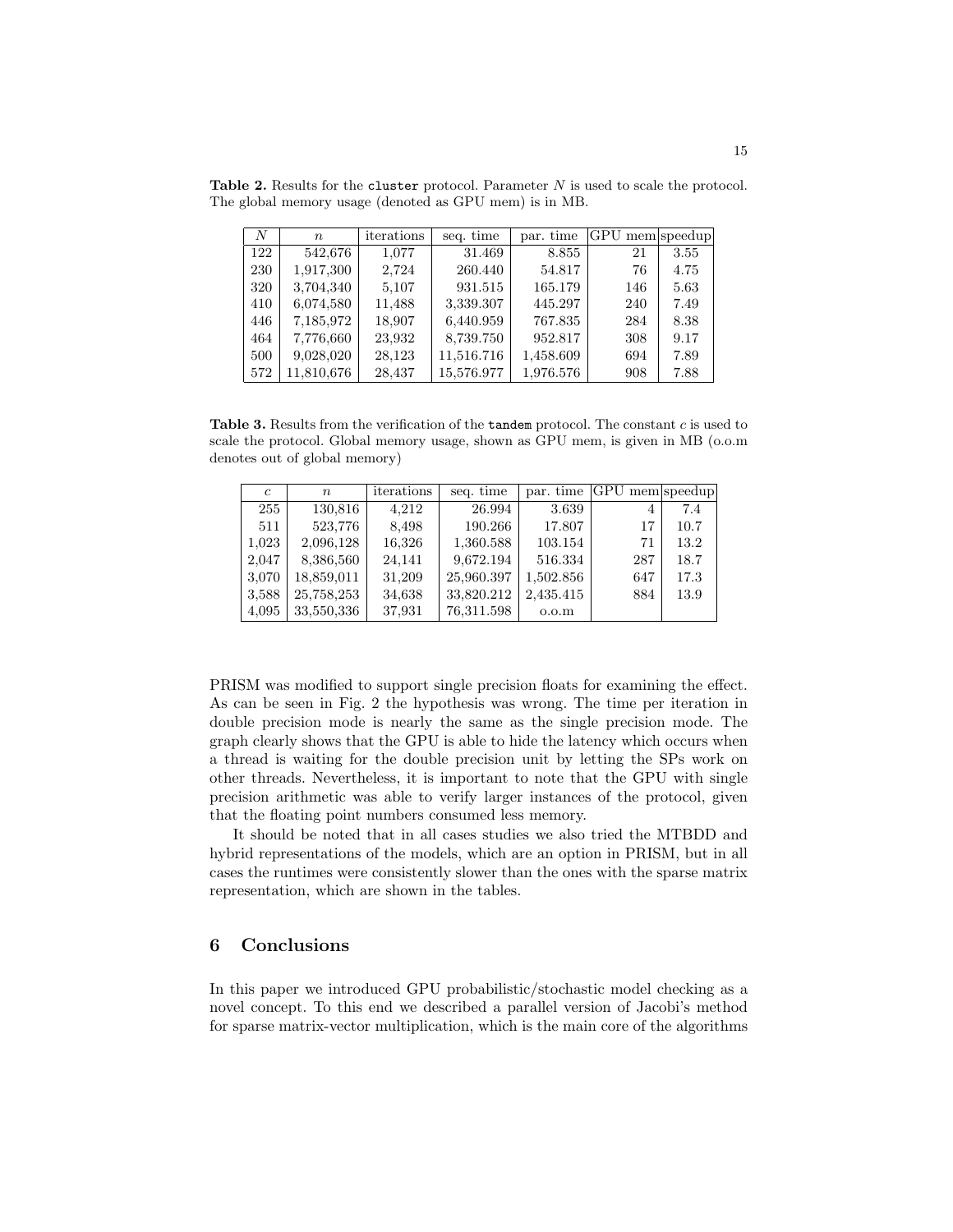**Table 2.** Results for the `cluster` protocol. Parameter $N$ is used to scale the protocol. The global memory usage (denoted as GPU mem) is in MB.

| $N$ | $n$ | iterations | seq. time | par. time | GPU mem | speedup |
|---|---|---|---|---|---|---|
| 122 | 542,676 | 1,077 | 31.469 | 8.855 | 21 | 3.55 |
| 230 | 1,917,300 | 2,724 | 260.440 | 54.817 | 76 | 4.75 |
| 320 | 3,704,340 | 5,107 | 931.515 | 165.179 | 146 | 5.63 |
| 410 | 6,074,580 | 11,488 | 3,339.307 | 445.297 | 240 | 7.49 |
| 446 | 7,185,972 | 18,907 | 6,440.959 | 767.835 | 284 | 8.38 |
| 464 | 7,776,660 | 23,932 | 8,739.750 | 952.817 | 308 | 9.17 |
| 500 | 9,028,020 | 28,123 | 11,516.716 | 1,458.609 | 694 | 7.89 |
| 572 | 11,810,676 | 28,437 | 15,576.977 | 1,976.576 | 908 | 7.88 |

**Table 3.** Results from the verification of the `tandem` protocol. The constant $c$ is used to scale the protocol. Global memory usage, shown as GPU mem, is given in MB (o.o.m denotes out of global memory)

| $c$ | $n$ | iterations | seq. time | par. time | GPU mem | speedup |
|---|---|---|---|---|---|---|
| 255 | 130,816 | 4,212 | 26.994 | 3.639 | 4 | 7.4 |
| 511 | 523,776 | 8,498 | 190.266 | 17.807 | 17 | 10.7 |
| 1,023 | 2,096,128 | 16,326 | 1,360.588 | 103.154 | 71 | 13.2 |
| 2,047 | 8,386,560 | 24,141 | 9,672.194 | 516.334 | 287 | 18.7 |
| 3,070 | 18,859,011 | 31,209 | 25,960.397 | 1,502.856 | 647 | 17.3 |
| 3,588 | 25,758,253 | 34,638 | 33,820.212 | 2,435.415 | 884 | 13.9 |
| 4,095 | 33,550,336 | 37,931 | 76,311.598 | o.o.m | | |

PRISM was modified to support single precision floats for examining the effect. As can be seen in Fig. 2 the hypothesis was wrong. The time per iteration in double precision mode is nearly the same as the single precision mode. The graph clearly shows that the GPU is able to hide the latency which occurs when a thread is waiting for the double precision unit by letting the SPs work on other threads. Nevertheless, it is important to note that the GPU with single precision arithmetic was able to verify larger instances of the protocol, given that the floating point numbers consumed less memory.

It should be noted that in all cases studies we also tried the MTBDD and hybrid representations of the models, which are an option in PRISM, but in all cases the runtimes were consistently slower than the ones with the sparse matrix representation, which are shown in the tables.

## 6 Conclusions

In this paper we introduced GPU probabilistic/stochastic model checking as a novel concept. To this end we described a parallel version of Jacobi's method for sparse matrix-vector multiplication, which is the main core of the algorithms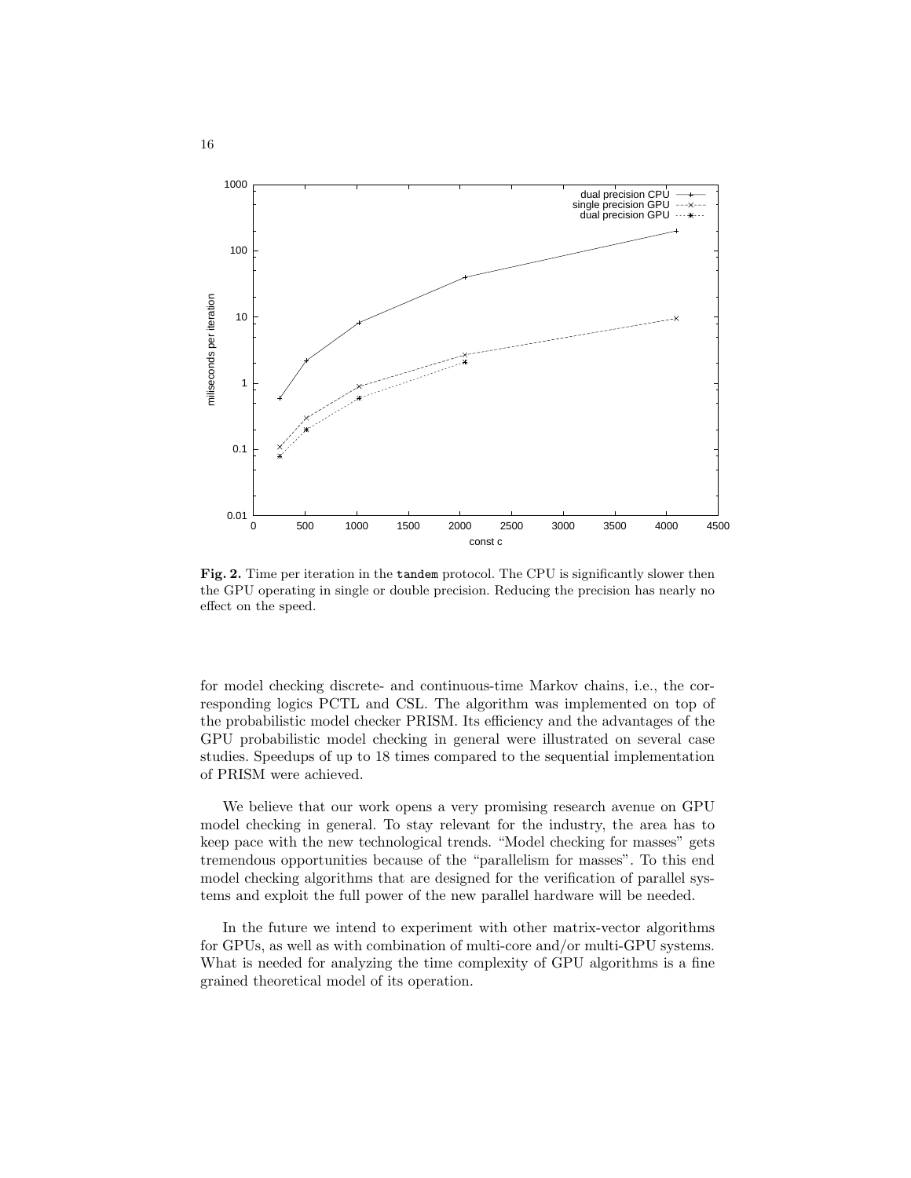**Fig. 2.** Time per iteration in the `tandem` protocol. The CPU is significantly slower then the GPU operating in single or double precision. Reducing the precision has nearly no effect on the speed.

for model checking discrete- and continuous-time Markov chains, i.e., the corresponding logics PCTL and CSL. The algorithm was implemented on top of the probabilistic model checker PRISM. Its efficiency and the advantages of the GPU probabilistic model checking in general were illustrated on several case studies. Speedups of up to 18 times compared to the sequential implementation of PRISM were achieved.

We believe that our work opens a very promising research avenue on GPU model checking in general. To stay relevant for the industry, the area has to keep pace with the new technological trends. "Model checking for masses" gets tremendous opportunities because of the "parallelism for masses". To this end model checking algorithms that are designed for the verification of parallel systems and exploit the full power of the new parallel hardware will be needed.

In the future we intend to experiment with other matrix-vector algorithms for GPUs, as well as with combination of multi-core and/or multi-GPU systems. What is needed for analyzing the time complexity of GPU algorithms is a fine grained theoretical model of its operation.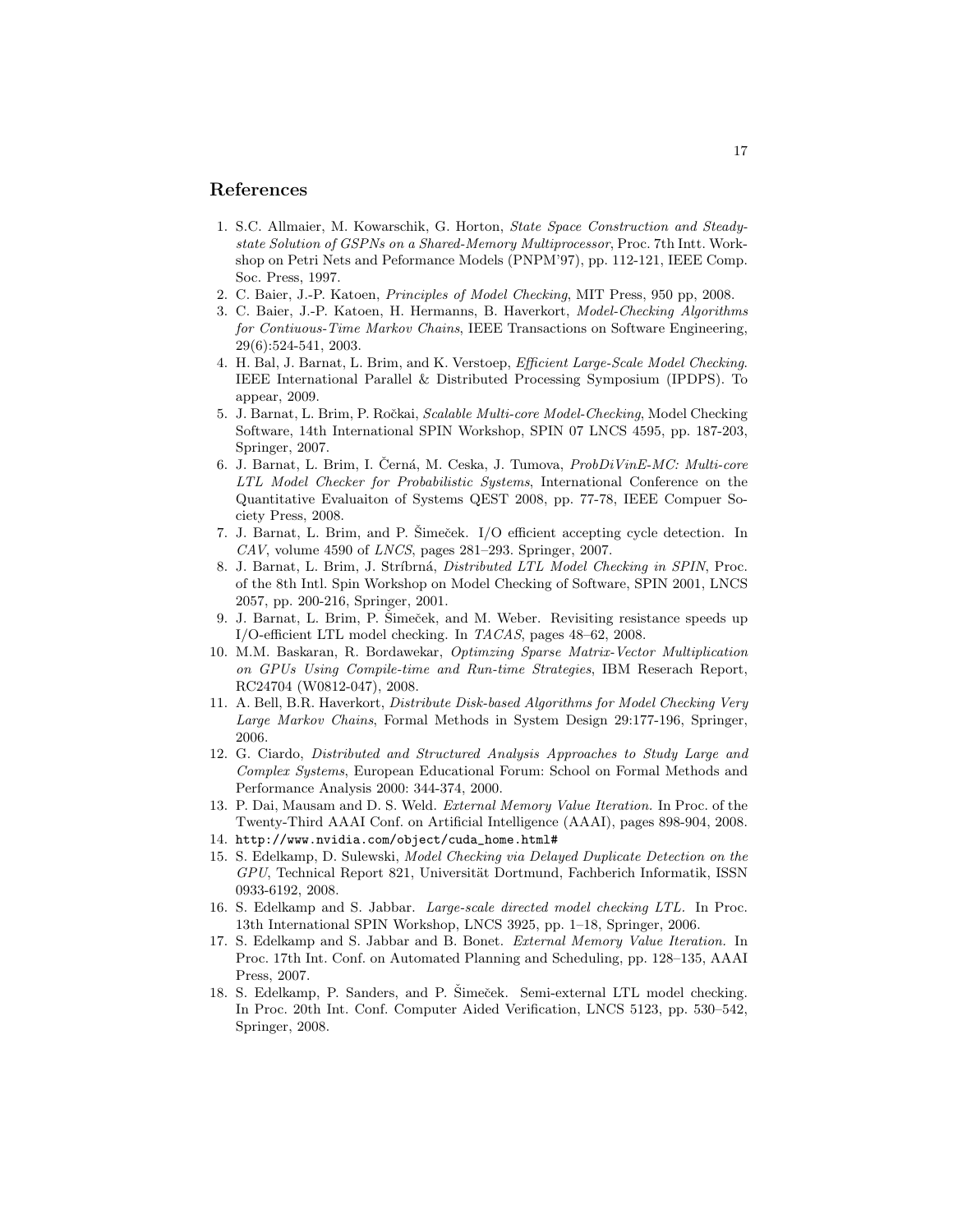## References

1. S.C. Allmaier, M. Kowarschik, G. Horton, *State Space Construction and Steady-state Solution of GSPNs on a Shared-Memory Multiprocessor*, Proc. 7th Intt. Workshop on Petri Nets and Peformance Models (PNPM'97), pp. 112-121, IEEE Comp. Soc. Press, 1997.
2. C. Baier, J.-P. Katoen, *Principles of Model Checking*, MIT Press, 950 pp, 2008.
3. C. Baier, J.-P. Katoen, H. Hermanns, B. Haverkort, *Model-Checking Algorithms for Contiuous-Time Markov Chains*, IEEE Transactions on Software Engineering, 29(6):524-541, 2003.
4. H. Bal, J. Barnat, L. Brim, and K. Verstoep, *Efficient Large-Scale Model Checking*. IEEE International Parallel & Distributed Processing Symposium (IPDPS). To appear, 2009.
5. J. Barnat, L. Brim, P. Ročkai, *Scalable Multi-core Model-Checking*, Model Checking Software, 14th International SPIN Workshop, SPIN 07 LNCS 4595, pp. 187-203, Springer, 2007.
6. J. Barnat, L. Brim, I. Černá, M. Ceska, J. Tumova, *ProbDiVinE-MC: Multi-core LTL Model Checker for Probabilistic Systems*, International Conference on the Quantitative Evaluaiton of Systems QEST 2008, pp. 77-78, IEEE Compuer Society Press, 2008.
7. J. Barnat, L. Brim, and P. Šimeček. I/O efficient accepting cycle detection. In *CAV*, volume 4590 of *LNCS*, pages 281–293. Springer, 2007.
8. J. Barnat, L. Brim, J. Stríbrná, *Distributed LTL Model Checking in SPIN*, Proc. of the 8th Intl. Spin Workshop on Model Checking of Software, SPIN 2001, LNCS 2057, pp. 200-216, Springer, 2001.
9. J. Barnat, L. Brim, P. Šimeček, and M. Weber. Revisiting resistance speeds up I/O-efficient LTL model checking. In *TACAS*, pages 48–62, 2008.
10. M.M. Baskaran, R. Bordawekar, *Optimzing Sparse Matrix-Vector Multiplication on GPUs Using Compile-time and Run-time Strategies*, IBM Reserach Report, RC24704 (W0812-047), 2008.
11. A. Bell, B.R. Haverkort, *Distribute Disk-based Algorithms for Model Checking Very Large Markov Chains*, Formal Methods in System Design 29:177-196, Springer, 2006.
12. G. Ciardo, *Distributed and Structured Analysis Approaches to Study Large and Complex Systems*, European Educational Forum: School on Formal Methods and Performance Analysis 2000: 344-374, 2000.
13. P. Dai, Mausam and D. S. Weld. *External Memory Value Iteration.* In Proc. of the Twenty-Third AAAI Conf. on Artificial Intelligence (AAAI), pages 898-904, 2008.
14. `http://www.nvidia.com/object/cuda_home.html#`
15. S. Edelkamp, D. Sulewski, *Model Checking via Delayed Duplicate Detection on the GPU*, Technical Report 821, Universität Dortmund, Fachberich Informatik, ISSN 0933-6192, 2008.
16. S. Edelkamp and S. Jabbar. *Large-scale directed model checking LTL.* In Proc. 13th International SPIN Workshop, LNCS 3925, pp. 1–18, Springer, 2006.
17. S. Edelkamp and S. Jabbar and B. Bonet. *External Memory Value Iteration.* In Proc. 17th Int. Conf. on Automated Planning and Scheduling, pp. 128–135, AAAI Press, 2007.
18. S. Edelkamp, P. Sanders, and P. Šimeček. Semi-external LTL model checking. In Proc. 20th Int. Conf. Computer Aided Verification, LNCS 5123, pp. 530–542, Springer, 2008.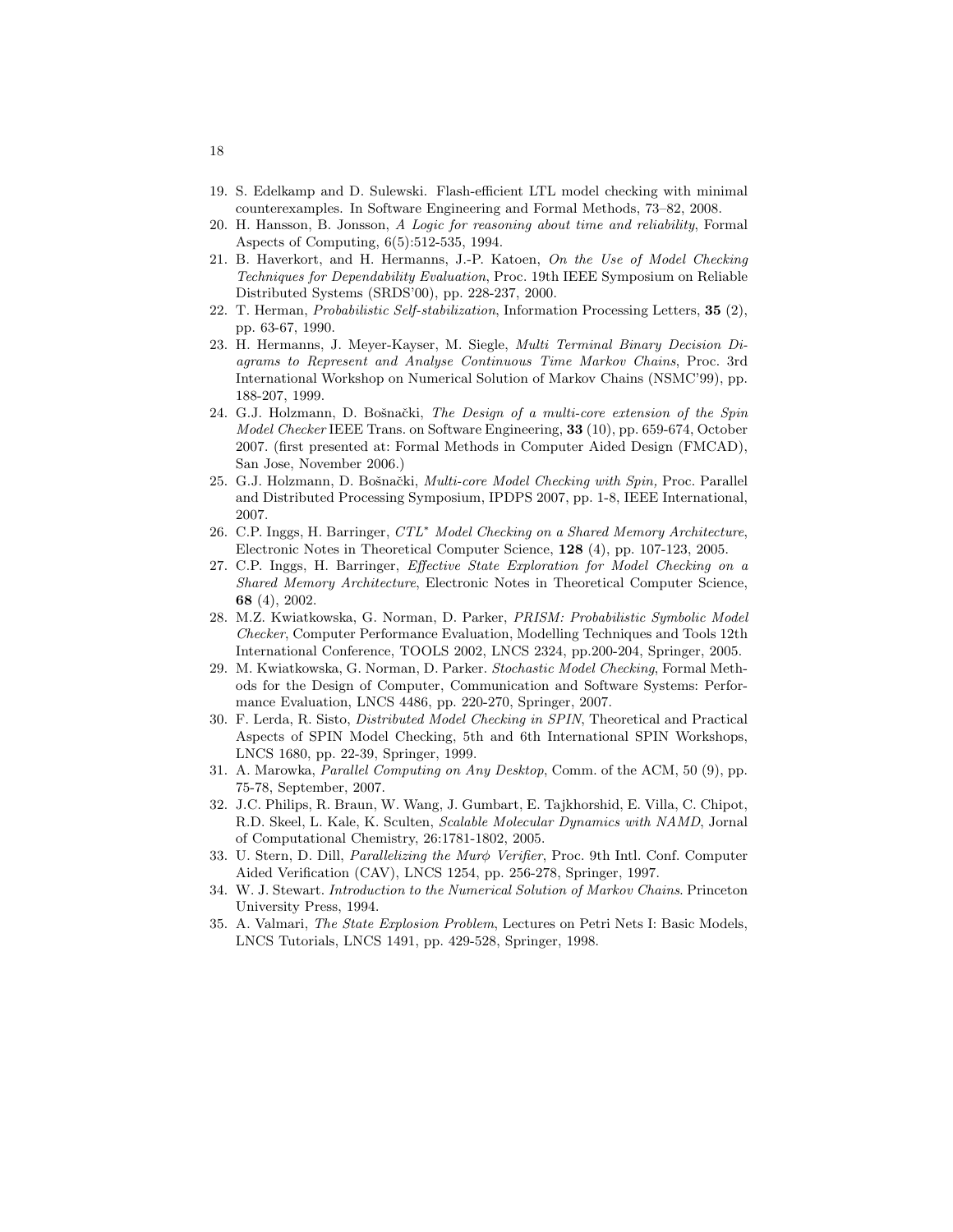19. S. Edelkamp and D. Sulewski. Flash-efficient LTL model checking with minimal counterexamples. In Software Engineering and Formal Methods, 73–82, 2008.
20. H. Hansson, B. Jonsson, *A Logic for reasoning about time and reliability*, Formal Aspects of Computing, 6(5):512-535, 1994.
21. B. Haverkort, and H. Hermanns, J.-P. Katoen, *On the Use of Model Checking Techniques for Dependability Evaluation*, Proc. 19th IEEE Symposium on Reliable Distributed Systems (SRDS'00), pp. 228-237, 2000.
22. T. Herman, *Probabilistic Self-stabilization*, Information Processing Letters, **35** (2), pp. 63-67, 1990.
23. H. Hermanns, J. Meyer-Kayser, M. Siegle, *Multi Terminal Binary Decision Diagrams to Represent and Analyse Continuous Time Markov Chains*, Proc. 3rd International Workshop on Numerical Solution of Markov Chains (NSMC'99), pp. 188-207, 1999.
24. G.J. Holzmann, D. Bošnački, *The Design of a multi-core extension of the Spin Model Checker* IEEE Trans. on Software Engineering, **33** (10), pp. 659-674, October 2007. (first presented at: Formal Methods in Computer Aided Design (FMCAD), San Jose, November 2006.)
25. G.J. Holzmann, D. Bošnački, *Multi-core Model Checking with Spin,* Proc. Parallel and Distributed Processing Symposium, IPDPS 2007, pp. 1-8, IEEE International, 2007.
26. C.P. Inggs, H. Barringer, *CTL$^*$ Model Checking on a Shared Memory Architecture*, Electronic Notes in Theoretical Computer Science, **128** (4), pp. 107-123, 2005.
27. C.P. Inggs, H. Barringer, *Effective State Exploration for Model Checking on a Shared Memory Architecture*, Electronic Notes in Theoretical Computer Science, **68** (4), 2002.
28. M.Z. Kwiatkowska, G. Norman, D. Parker, *PRISM: Probabilistic Symbolic Model Checker*, Computer Performance Evaluation, Modelling Techniques and Tools 12th International Conference, TOOLS 2002, LNCS 2324, pp.200-204, Springer, 2005.
29. M. Kwiatkowska, G. Norman, D. Parker. *Stochastic Model Checking*, Formal Methods for the Design of Computer, Communication and Software Systems: Performance Evaluation, LNCS 4486, pp. 220-270, Springer, 2007.
30. F. Lerda, R. Sisto, *Distributed Model Checking in SPIN*, Theoretical and Practical Aspects of SPIN Model Checking, 5th and 6th International SPIN Workshops, LNCS 1680, pp. 22-39, Springer, 1999.
31. A. Marowka, *Parallel Computing on Any Desktop*, Comm. of the ACM, 50 (9), pp. 75-78, September, 2007.
32. J.C. Philips, R. Braun, W. Wang, J. Gumbart, E. Tajkhorshid, E. Villa, C. Chipot, R.D. Skeel, L. Kale, K. Sculten, *Scalable Molecular Dynamics with NAMD*, Jornal of Computational Chemistry, 26:1781-1802, 2005.
33. U. Stern, D. Dill, *Parallelizing the Mur$\phi$ Verifier*, Proc. 9th Intl. Conf. Computer Aided Verification (CAV), LNCS 1254, pp. 256-278, Springer, 1997.
34. W. J. Stewart. *Introduction to the Numerical Solution of Markov Chains*. Princeton University Press, 1994.
35. A. Valmari, *The State Explosion Problem*, Lectures on Petri Nets I: Basic Models, LNCS Tutorials, LNCS 1491, pp. 429-528, Springer, 1998.